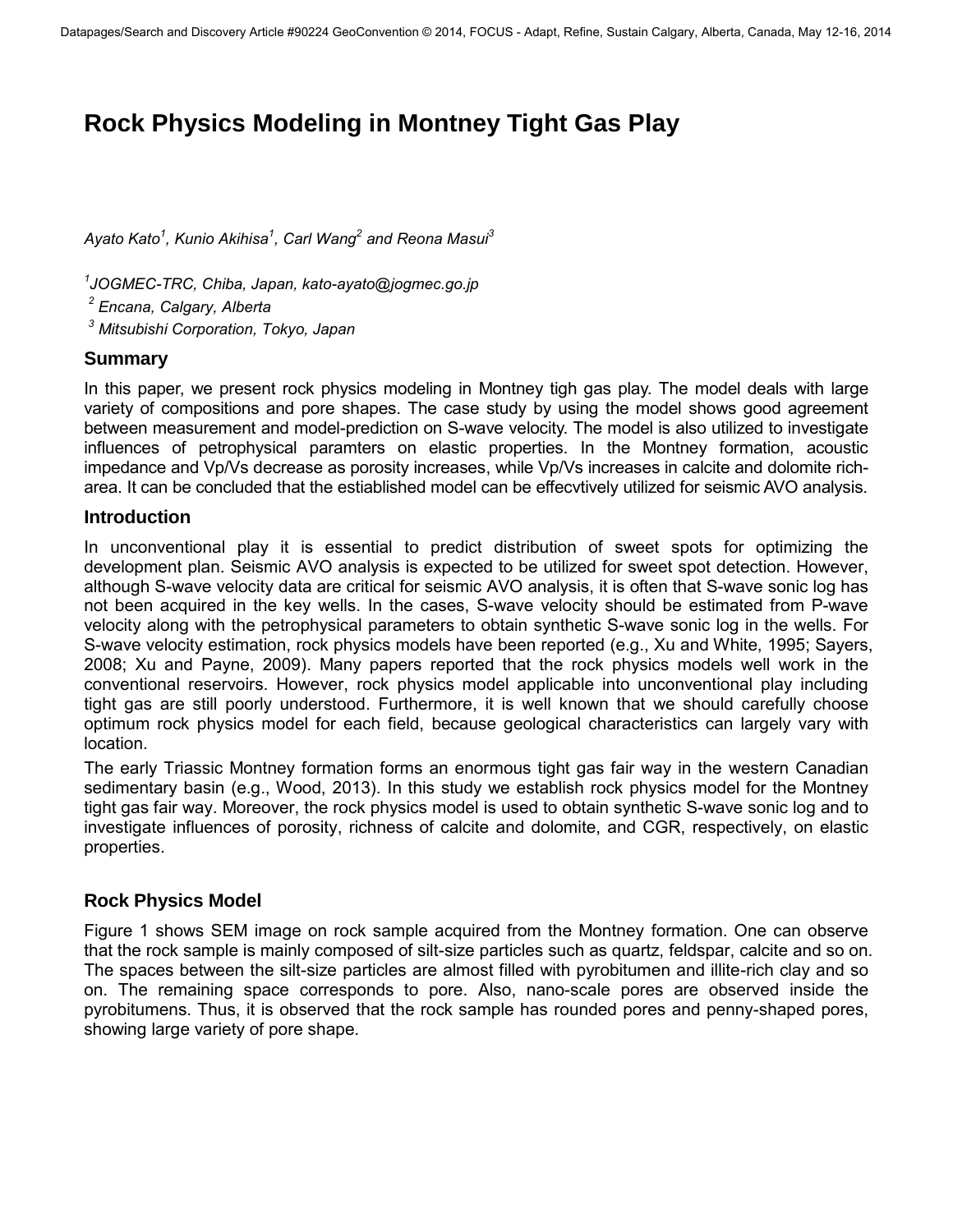# Rock Physics Modeling in Montney Tight Gas Play

*Ayato Kato[1], Kunio Akihisa[1], Carl Wang[2] and Reona Masui[3]*

*[1]JOGMEC-TRC, Chiba, Japan, kato-ayato@jogmec.go.jp*
*[2] Encana, Calgary, Alberta*
*[3] Mitsubishi Corporation, Tokyo, Japan*

## Summary

In this paper, we present rock physics modeling in Montney tigh gas play. The model deals with large variety of compositions and pore shapes. The case study by using the model shows good agreement between measurement and model-prediction on S-wave velocity. The model is also utilized to investigate influences of petrophysical paramters on elastic properties. In the Montney formation, acoustic impedance and Vp/Vs decrease as porosity increases, while Vp/Vs increases in calcite and dolomite rich-area. It can be concluded that the estiablished model can be effecvtively utilized for seismic AVO analysis.

## Introduction

In unconventional play it is essential to predict distribution of sweet spots for optimizing the development plan. Seismic AVO analysis is expected to be utilized for sweet spot detection. However, although S-wave velocity data are critical for seismic AVO analysis, it is often that S-wave sonic log has not been acquired in the key wells. In the cases, S-wave velocity should be estimated from P-wave velocity along with the petrophysical parameters to obtain synthetic S-wave sonic log in the wells. For S-wave velocity estimation, rock physics models have been reported (e.g., Xu and White, 1995; Sayers, 2008; Xu and Payne, 2009). Many papers reported that the rock physics models well work in the conventional reservoirs. However, rock physics model applicable into unconventional play including tight gas are still poorly understood. Furthermore, it is well known that we should carefully choose optimum rock physics model for each field, because geological characteristics can largely vary with location.

The early Triassic Montney formation forms an enormous tight gas fair way in the western Canadian sedimentary basin (e.g., Wood, 2013). In this study we establish rock physics model for the Montney tight gas fair way. Moreover, the rock physics model is used to obtain synthetic S-wave sonic log and to investigate influences of porosity, richness of calcite and dolomite, and CGR, respectively, on elastic properties.

## Rock Physics Model

Figure 1 shows SEM image on rock sample acquired from the Montney formation. One can observe that the rock sample is mainly composed of silt-size particles such as quartz, feldspar, calcite and so on. The spaces between the silt-size particles are almost filled with pyrobitumen and illite-rich clay and so on. The remaining space corresponds to pore. Also, nano-scale pores are observed inside the pyrobitumens. Thus, it is observed that the rock sample has rounded pores and penny-shaped pores, showing large variety of pore shape.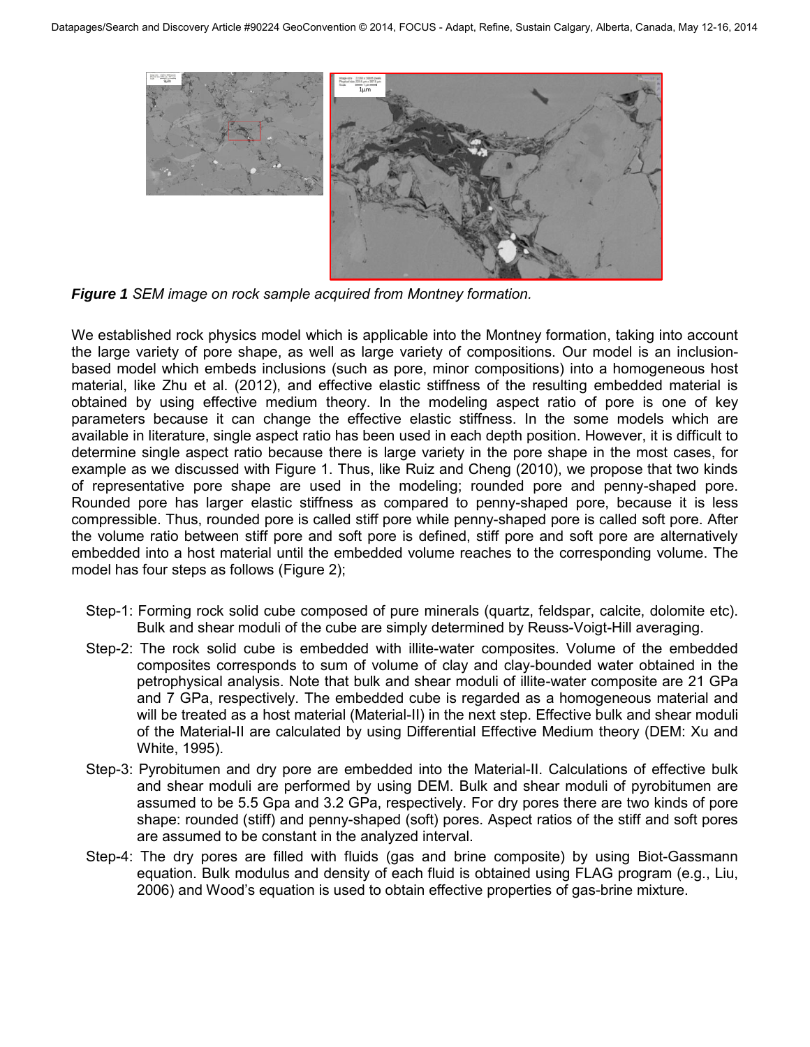***Figure 1*** *SEM image on rock sample acquired from Montney formation.*

We established rock physics model which is applicable into the Montney formation, taking into account the large variety of pore shape, as well as large variety of compositions. Our model is an inclusion-based model which embeds inclusions (such as pore, minor compositions) into a homogeneous host material, like Zhu et al. (2012), and effective elastic stiffness of the resulting embedded material is obtained by using effective medium theory. In the modeling aspect ratio of pore is one of key parameters because it can change the effective elastic stiffness. In the some models which are available in literature, single aspect ratio has been used in each depth position. However, it is difficult to determine single aspect ratio because there is large variety in the pore shape in the most cases, for example as we discussed with Figure 1. Thus, like Ruiz and Cheng (2010), we propose that two kinds of representative pore shape are used in the modeling; rounded pore and penny-shaped pore. Rounded pore has larger elastic stiffness as compared to penny-shaped pore, because it is less compressible. Thus, rounded pore is called stiff pore while penny-shaped pore is called soft pore. After the volume ratio between stiff pore and soft pore is defined, stiff pore and soft pore are alternatively embedded into a host material until the embedded volume reaches to the corresponding volume. The model has four steps as follows (Figure 2);

- Step-1: Forming rock solid cube composed of pure minerals (quartz, feldspar, calcite, dolomite etc). Bulk and shear moduli of the cube are simply determined by Reuss-Voigt-Hill averaging.
- Step-2: The rock solid cube is embedded with illite-water composites. Volume of the embedded composites corresponds to sum of volume of clay and clay-bounded water obtained in the petrophysical analysis. Note that bulk and shear moduli of illite-water composite are 21 GPa and 7 GPa, respectively. The embedded cube is regarded as a homogeneous material and will be treated as a host material (Material-II) in the next step. Effective bulk and shear moduli of the Material-II are calculated by using Differential Effective Medium theory (DEM: Xu and White, 1995).
- Step-3: Pyrobitumen and dry pore are embedded into the Material-II. Calculations of effective bulk and shear moduli are performed by using DEM. Bulk and shear moduli of pyrobitumen are assumed to be 5.5 Gpa and 3.2 GPa, respectively. For dry pores there are two kinds of pore shape: rounded (stiff) and penny-shaped (soft) pores. Aspect ratios of the stiff and soft pores are assumed to be constant in the analyzed interval.
- Step-4: The dry pores are filled with fluids (gas and brine composite) by using Biot-Gassmann equation. Bulk modulus and density of each fluid is obtained using FLAG program (e.g., Liu, 2006) and Wood's equation is used to obtain effective properties of gas-brine mixture.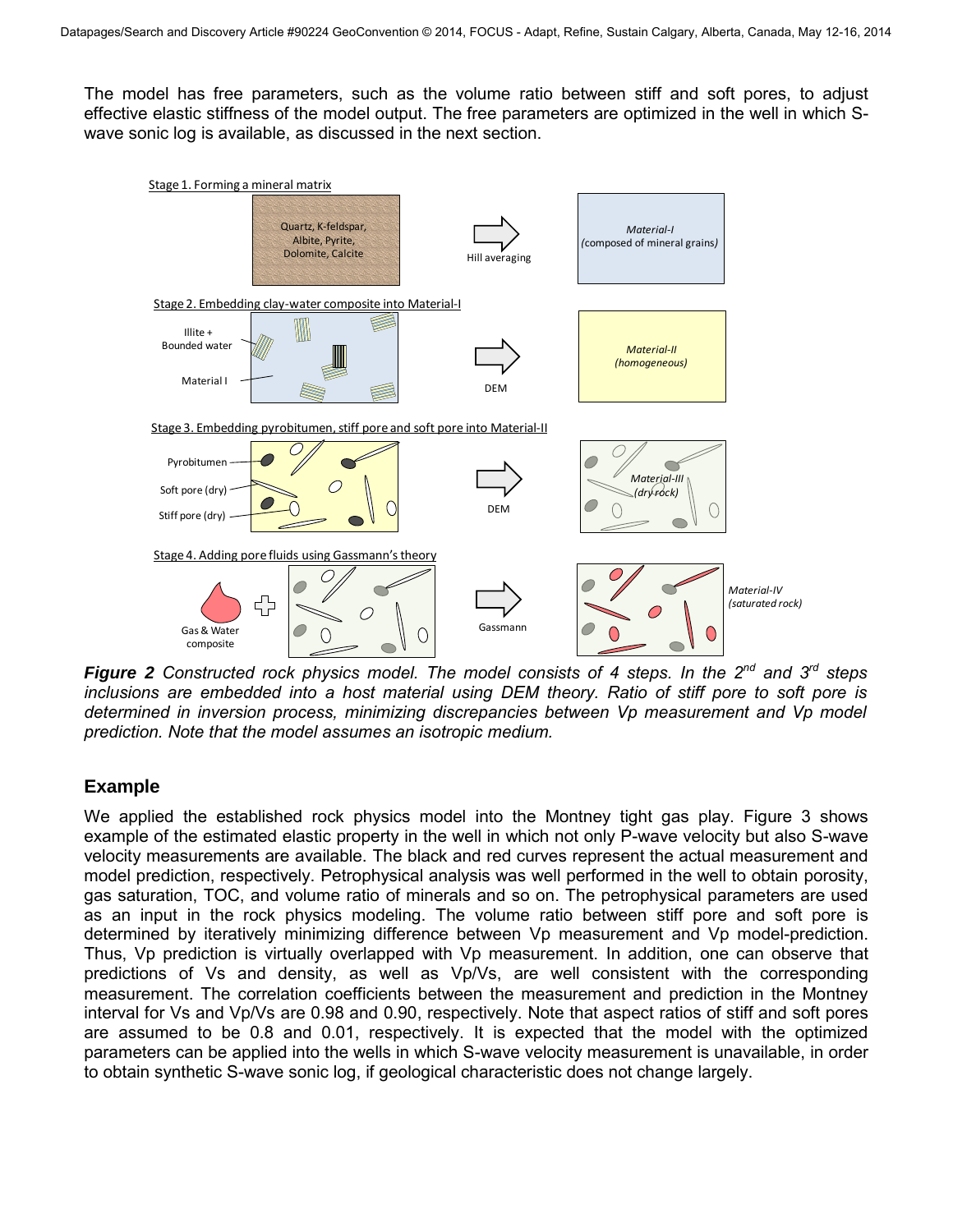The model has free parameters, such as the volume ratio between stiff and soft pores, to adjust effective elastic stiffness of the model output. The free parameters are optimized in the well in which S-wave sonic log is available, as discussed in the next section.

***Figure 2*** *Constructed rock physics model. The model consists of 4 steps. In the 2nd and 3rd steps inclusions are embedded into a host material using DEM theory. Ratio of stiff to soft pore is determined in inversion process, minimizing discrepancies between Vp measurement and Vp model prediction. Note that the model assumes an isotropic medium.*

## Example

We applied the established rock physics model into the Montney tight gas play. Figure 3 shows example of the estimated elastic property in the well in which not only P-wave velocity but also S-wave velocity measurements are available. The black and red curves represent the actual measurement and model prediction, respectively. Petrophysical analysis was well performed in the well to obtain porosity, gas saturation, TOC, and volume ratio of minerals and so on. The petrophysical parameters are used as an input in the rock physics modeling. The volume ratio between stiff pore and soft pore is determined by iteratively minimizing difference between Vp measurement and Vp model-prediction. Thus, Vp prediction is virtually overlapped with Vp measurement. In addition, one can observe that predictions of Vs and density, as well as Vp/Vs, are well consistent with the corresponding measurement. The correlation coefficients between the measurement and prediction in the Montney interval for Vs and Vp/Vs are 0.98 and 0.90, respectively. Note that aspect ratios of stiff and soft pores are assumed to be 0.8 and 0.01, respectively. It is expected that the model with the optimized parameters can be applied into the wells in which S-wave velocity measurement is unavailable, in order to obtain synthetic S-wave sonic log, if geological characteristic does not change largely.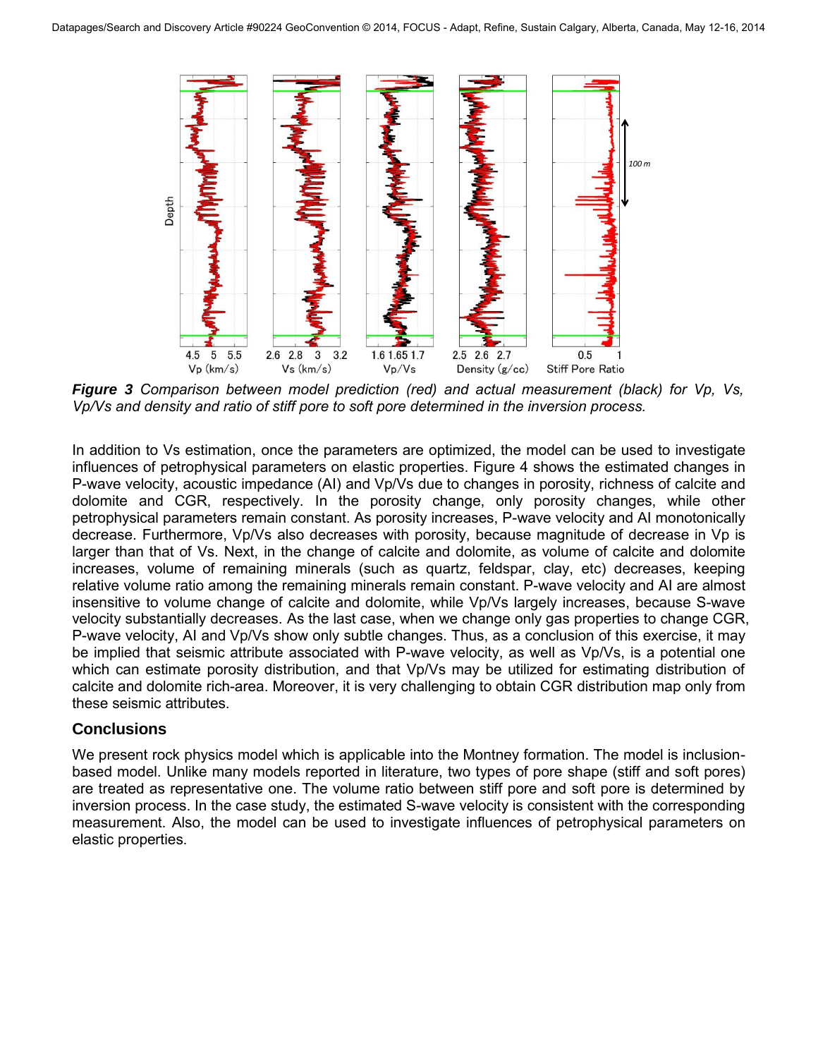*Figure 3* *Comparison between model prediction (red) and actual measurement (black) for Vp, Vs, Vp/Vs and density and ratio of stiff pore to soft pore determined in the inversion process.*

In addition to Vs estimation, once the parameters are optimized, the model can be used to investigate influences of petrophysical parameters on elastic properties. Figure 4 shows the estimated changes in P-wave velocity, acoustic impedance (AI) and Vp/Vs due to changes in porosity, richness of calcite and dolomite and CGR, respectively. In the porosity change, only porosity changes, while other petrophysical parameters remain constant. As porosity increases, P-wave velocity and AI monotonically decrease. Furthermore, Vp/Vs also decreases with porosity, because magnitude of decrease in Vp is larger than that of Vs. Next, in the change of calcite and dolomite, as volume of calcite and dolomite increases, volume of remaining minerals (such as quartz, feldspar, clay, etc) decreases, keeping relative volume ratio among the remaining minerals remain constant. P-wave velocity and AI are almost insensitive to volume change of calcite and dolomite, while Vp/Vs largely increases, because S-wave velocity substantially decreases. As the last case, when we change only gas properties to change CGR, P-wave velocity, AI and Vp/Vs show only subtle changes. Thus, as a conclusion of this exercise, it may be implied that seismic attribute associated with P-wave velocity, as well as Vp/Vs, is a potential one which can estimate porosity distribution, and that Vp/Vs may be utilized for estimating distribution of calcite and dolomite rich-area. Moreover, it is very challenging to obtain CGR distribution map only from these seismic attributes.

## Conclusions

We present rock physics model which is applicable into the Montney formation. The model is inclusion-based model. Unlike many models reported in literature, two types of pore shape (stiff and soft pores) are treated as representative one. The volume ratio between stiff pore and soft pore is determined by inversion process. In the case study, the estimated S-wave velocity is consistent with the corresponding measurement. Also, the model can be used to investigate influences of petrophysical parameters on elastic properties.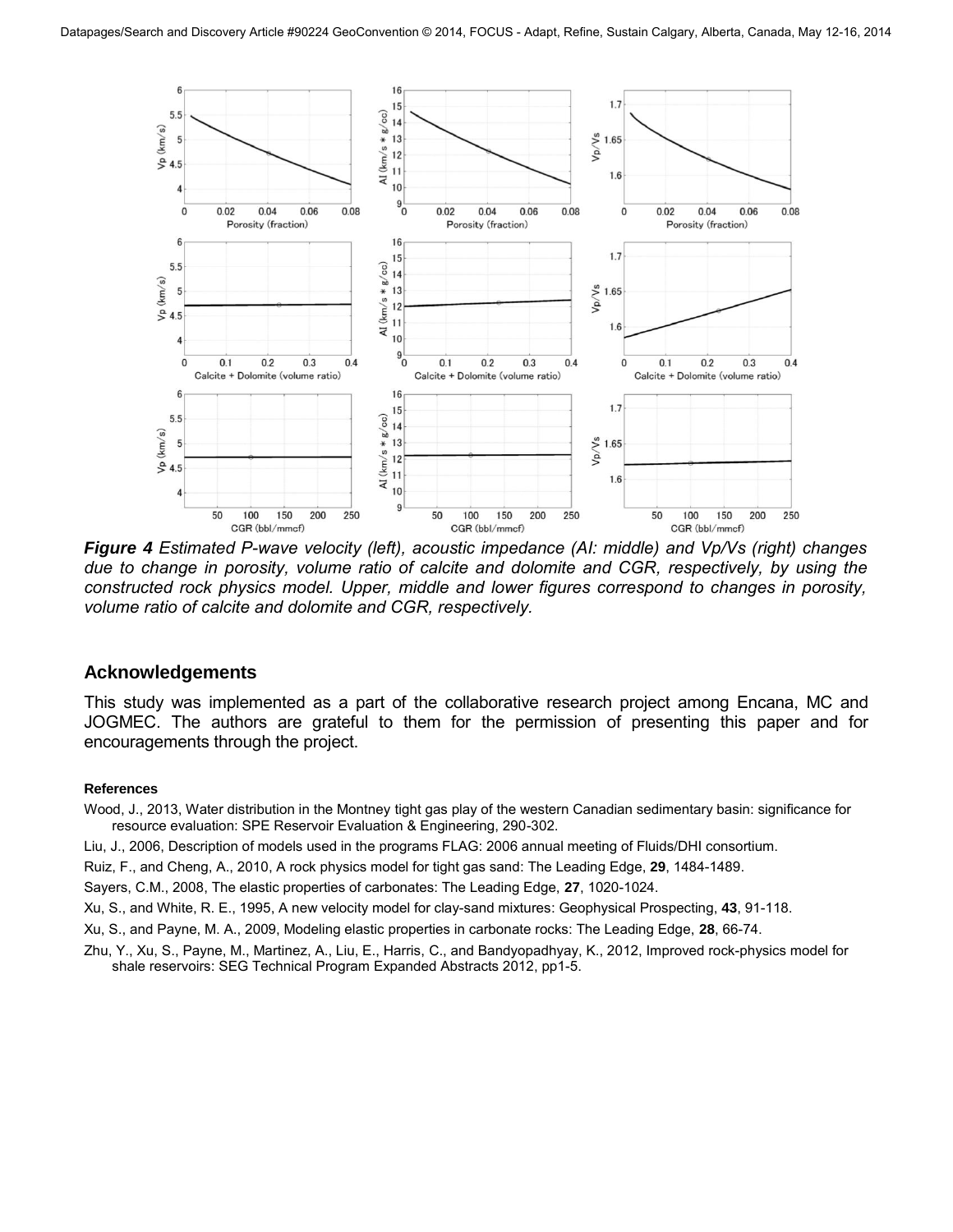Vp (km/s)
6
5.5
5
4.5
4
0 0.02 0.04 0.06 0.08
Porosity (fraction)

AI (km/s * g/cc)
16
15
14
13
12
11
10
9
0 0.02 0.04 0.06 0.08
Porosity (fraction)

Vp/Vs
1.7
1.65
1.6
0 0.02 0.04 0.06 0.08
Porosity (fraction)

Vp (km/s)
6
5.5
5
4.5
4
0 0.1 0.2 0.3 0.4
Calcite + Dolomite (volume ratio)

AI (km/s * g/cc)
16
15
14
13
12
11
10
9
0 0.1 0.2 0.3 0.4
Calcite + Dolomite (volume ratio)

Vp/Vs
1.7
1.65
1.6
0 0.1 0.2 0.3 0.4
Calcite + Dolomite (volume ratio)

Vp (km/s)
6
5.5
5
4.5
4
50 100 150 200 250
CGR (bbl/mmcf)

AI (km/s * g/cc)
16
15
14
13
12
11
10
9
50 100 150 200 250
CGR (bbl/mmcf)

Vp/Vs
1.7
1.65
1.6
50 100 150 200 250
CGR (bbl/mmcf)

***Figure 4** Estimated P-wave velocity (left), acoustic impedance (AI: middle) and Vp/Vs (right) changes due to change in porosity, volume ratio of calcite and dolomite and CGR, respectively, by using the constructed rock physics model. Upper, middle and lower figures correspond to changes in porosity, volume ratio of calcite and dolomite and CGR, respectively.*

## Acknowledgements

This study was implemented as a part of the collaborative research project among Encana, MC and JOGMEC. The authors are grateful to them for the permission of presenting this paper and for encouragements through the project.

#### References

Wood, J., 2013, Water distribution in the Montney tight gas play of the western Canadian sedimentary basin: significance for resource evaluation: SPE Reservoir Evaluation & Engineering, 290-302.

Liu, J., 2006, Description of models used in the programs FLAG: 2006 annual meeting of Fluids/DHI consortium.

Ruiz, F., and Cheng, A., 2010, A rock physics model for tight gas sand: The Leading Edge, **29**, 1484-1489.

Sayers, C.M., 2008, The elastic properties of carbonates: The Leading Edge, **27**, 1020-1024.

Xu, S., and White, R. E., 1995, A new velocity model for clay-sand mixtures: Geophysical Prospecting, **43**, 91-118.

Xu, S., and Payne, M. A., 2009, Modeling elastic properties in carbonate rocks: The Leading Edge, **28**, 66-74.

Zhu, Y., Xu, S., Payne, M., Martinez, A., Liu, E., Harris, C., and Bandyopadhyay, K., 2012, Improved rock-physics model for shale reservoirs: SEG Technical Program Expanded Abstracts 2012, pp1-5.